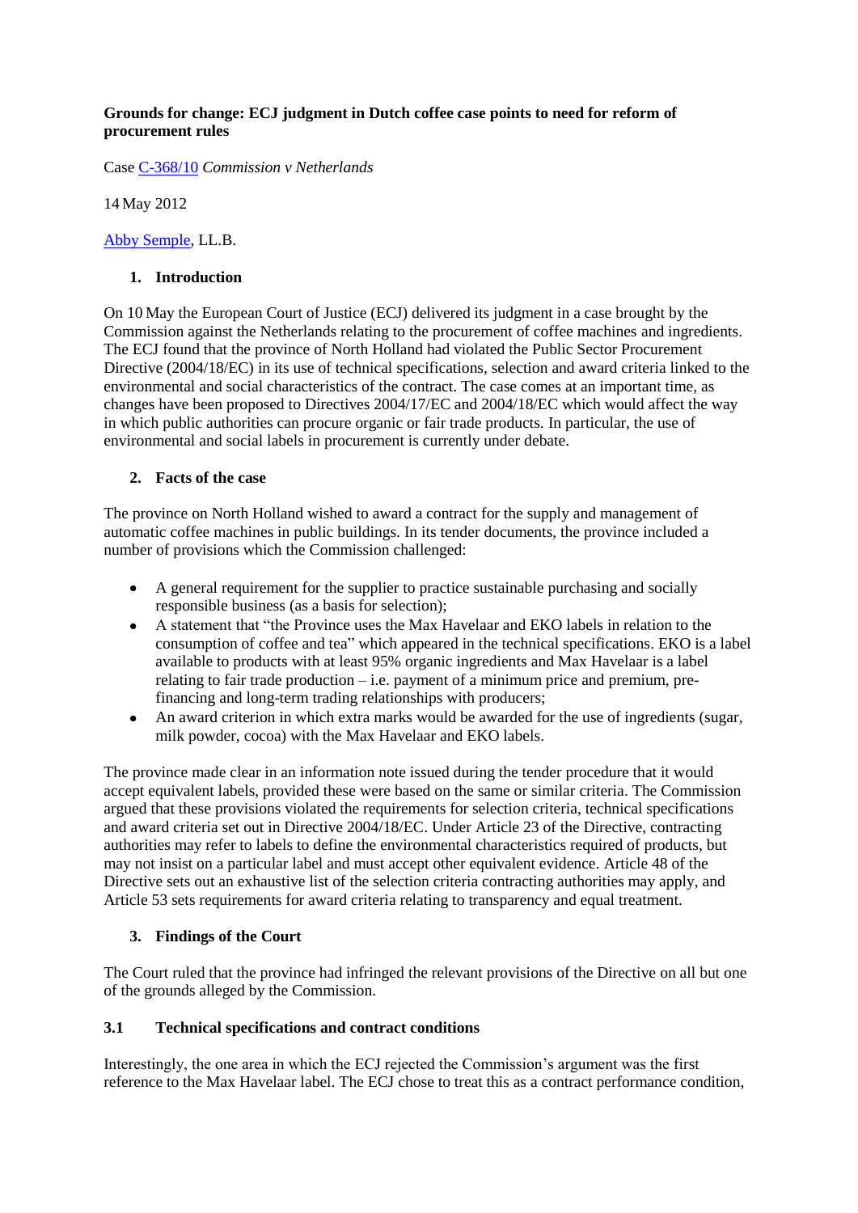**Grounds for change: ECJ judgment in Dutch coffee case points to need for reform of procurement rules**

Case [C-368/10](C-368/10) *Commission v Netherlands*

14 May 2012

[Abby Semple](Abby Semple), LL.B.

## 1. Introduction

On 10 May the European Court of Justice (ECJ) delivered its judgment in a case brought by the Commission against the Netherlands relating to the procurement of coffee machines and ingredients. The ECJ found that the province of North Holland had violated the Public Sector Procurement Directive (2004/18/EC) in its use of technical specifications, selection and award criteria linked to the environmental and social characteristics of the contract. The case comes at an important time, as changes have been proposed to Directives 2004/17/EC and 2004/18/EC which would affect the way in which public authorities can procure organic or fair trade products. In particular, the use of environmental and social labels in procurement is currently under debate.

## 2. Facts of the case

The province on North Holland wished to award a contract for the supply and management of automatic coffee machines in public buildings. In its tender documents, the province included a number of provisions which the Commission challenged:

- A general requirement for the supplier to practice sustainable purchasing and socially responsible business (as a basis for selection);
- A statement that "the Province uses the Max Havelaar and EKO labels in relation to the consumption of coffee and tea" which appeared in the technical specifications. EKO is a label available to products with at least 95% organic ingredients and Max Havelaar is a label relating to fair trade production – i.e. payment of a minimum price and premium, pre-financing and long-term trading relationships with producers;
- An award criterion in which extra marks would be awarded for the use of ingredients (sugar, milk powder, cocoa) with the Max Havelaar and EKO labels.

The province made clear in an information note issued during the tender procedure that it would accept equivalent labels, provided these were based on the same or similar criteria. The Commission argued that these provisions violated the requirements for selection criteria, technical specifications and award criteria set out in Directive 2004/18/EC. Under Article 23 of the Directive, contracting authorities may refer to labels to define the environmental characteristics required of products, but may not insist on a particular label and must accept other equivalent evidence. Article 48 of the Directive sets out an exhaustive list of the selection criteria contracting authorities may apply, and Article 53 sets requirements for award criteria relating to transparency and equal treatment.

## 3. Findings of the Court

The Court ruled that the province had infringed the relevant provisions of the Directive on all but one of the grounds alleged by the Commission.

### 3.1 Technical specifications and contract conditions

Interestingly, the one area in which the ECJ rejected the Commission's argument was the first reference to the Max Havelaar label. The ECJ chose to treat this as a contract performance condition,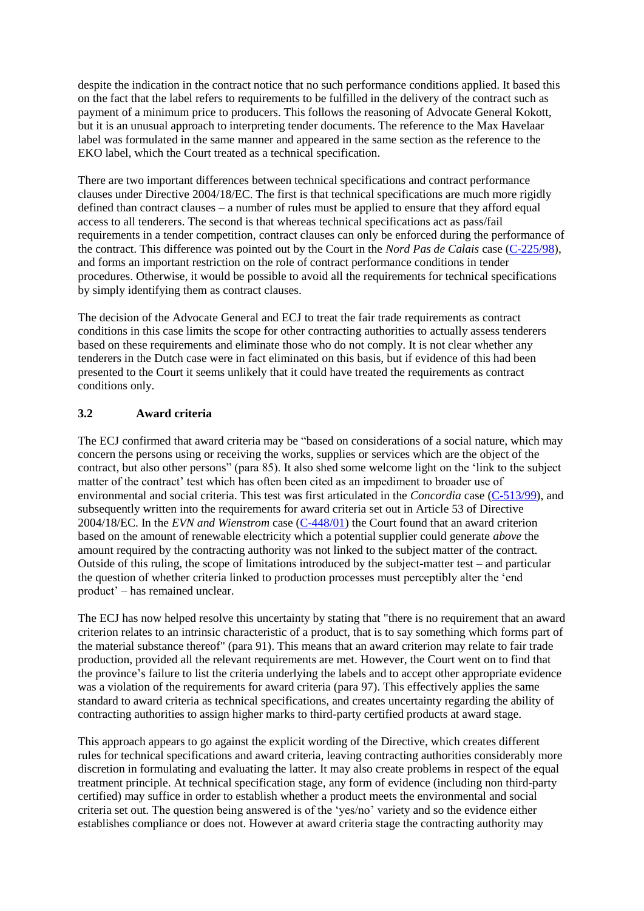despite the indication in the contract notice that no such performance conditions applied. It based this on the fact that the label refers to requirements to be fulfilled in the delivery of the contract such as payment of a minimum price to producers. This follows the reasoning of Advocate General Kokott, but it is an unusual approach to interpreting tender documents. The reference to the Max Havelaar label was formulated in the same manner and appeared in the same section as the reference to the EKO label, which the Court treated as a technical specification.

There are two important differences between technical specifications and contract performance clauses under Directive 2004/18/EC. The first is that technical specifications are much more rigidly defined than contract clauses – a number of rules must be applied to ensure that they afford equal access to all tenderers. The second is that whereas technical specifications act as pass/fail requirements in a tender competition, contract clauses can only be enforced during the performance of the contract. This difference was pointed out by the Court in the *Nord Pas de Calais* case (C-225/98), and forms an important restriction on the role of contract performance conditions in tender procedures. Otherwise, it would be possible to avoid all the requirements for technical specifications by simply identifying them as contract clauses.

The decision of the Advocate General and ECJ to treat the fair trade requirements as contract conditions in this case limits the scope for other contracting authorities to actually assess tenderers based on these requirements and eliminate those who do not comply. It is not clear whether any tenderers in the Dutch case were in fact eliminated on this basis, but if evidence of this had been presented to the Court it seems unlikely that it could have treated the requirements as contract conditions only.

### 3.2 Award criteria

The ECJ confirmed that award criteria may be "based on considerations of a social nature, which may concern the persons using or receiving the works, supplies or services which are the object of the contract, but also other persons" (para 85). It also shed some welcome light on the 'link to the subject matter of the contract' test which has often been cited as an impediment to broader use of environmental and social criteria. This test was first articulated in the *Concordia* case (C-513/99), and subsequently written into the requirements for award criteria set out in Article 53 of Directive 2004/18/EC. In the *EVN and Wienstrom* case (C-448/01) the Court found that an award criterion based on the amount of renewable electricity which a potential supplier could generate *above* the amount required by the contracting authority was not linked to the subject matter of the contract. Outside of this ruling, the scope of limitations introduced by the subject-matter test – and particular the question of whether criteria linked to production processes must perceptibly alter the 'end product' – has remained unclear.

The ECJ has now helped resolve this uncertainty by stating that "there is no requirement that an award criterion relates to an intrinsic characteristic of a product, that is to say something which forms part of the material substance thereof" (para 91). This means that an award criterion may relate to fair trade production, provided all the relevant requirements are met. However, the Court went on to find that the province's failure to list the criteria underlying the labels and to accept other appropriate evidence was a violation of the requirements for award criteria (para 97). This effectively applies the same standard to award criteria as technical specifications, and creates uncertainty regarding the ability of contracting authorities to assign higher marks to third-party certified products at award stage.

This approach appears to go against the explicit wording of the Directive, which creates different rules for technical specifications and award criteria, leaving contracting authorities considerably more discretion in formulating and evaluating the latter. It may also create problems in respect of the equal treatment principle. At technical specification stage, any form of evidence (including non third-party certified) may suffice in order to establish whether a product meets the environmental and social criteria set out. The question being answered is of the 'yes/no' variety and so the evidence either establishes compliance or does not. However at award criteria stage the contracting authority may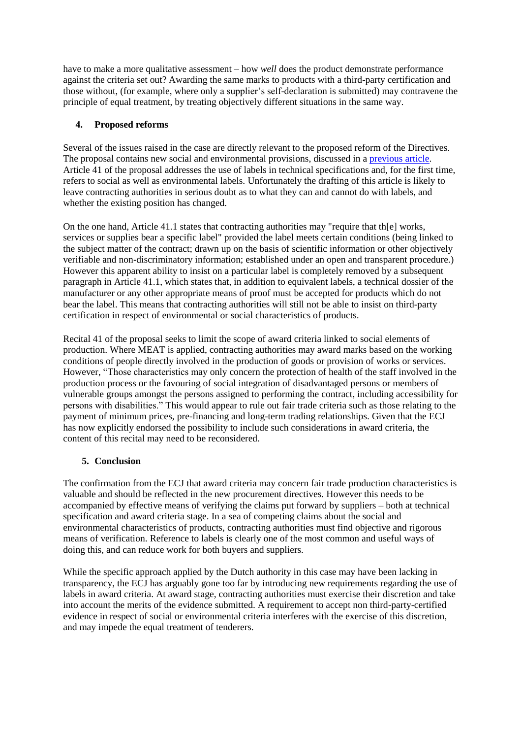have to make a more qualitative assessment – how *well* does the product demonstrate performance against the criteria set out? Awarding the same marks to products with a third-party certification and those without, (for example, where only a supplier's self-declaration is submitted) may contravene the principle of equal treatment, by treating objectively different situations in the same way.

## 4. Proposed reforms

Several of the issues raised in the case are directly relevant to the proposed reform of the Directives. The proposal contains new social and environmental provisions, discussed in a previous article. Article 41 of the proposal addresses the use of labels in technical specifications and, for the first time, refers to social as well as environmental labels. Unfortunately the drafting of this article is likely to leave contracting authorities in serious doubt as to what they can and cannot do with labels, and whether the existing position has changed.

On the one hand, Article 41.1 states that contracting authorities may "require that th[e] works, services or supplies bear a specific label" provided the label meets certain conditions (being linked to the subject matter of the contract; drawn up on the basis of scientific information or other objectively verifiable and non-discriminatory information; established under an open and transparent procedure.) However this apparent ability to insist on a particular label is completely removed by a subsequent paragraph in Article 41.1, which states that, in addition to equivalent labels, a technical dossier of the manufacturer or any other appropriate means of proof must be accepted for products which do not bear the label. This means that contracting authorities will still not be able to insist on third-party certification in respect of environmental or social characteristics of products.

Recital 41 of the proposal seeks to limit the scope of award criteria linked to social elements of production. Where MEAT is applied, contracting authorities may award marks based on the working conditions of people directly involved in the production of goods or provision of works or services. However, "Those characteristics may only concern the protection of health of the staff involved in the production process or the favouring of social integration of disadvantaged persons or members of vulnerable groups amongst the persons assigned to performing the contract, including accessibility for persons with disabilities." This would appear to rule out fair trade criteria such as those relating to the payment of minimum prices, pre-financing and long-term trading relationships. Given that the ECJ has now explicitly endorsed the possibility to include such considerations in award criteria, the content of this recital may need to be reconsidered.

## 5. Conclusion

The confirmation from the ECJ that award criteria may concern fair trade production characteristics is valuable and should be reflected in the new procurement directives. However this needs to be accompanied by effective means of verifying the claims put forward by suppliers – both at technical specification and award criteria stage. In a sea of competing claims about the social and environmental characteristics of products, contracting authorities must find objective and rigorous means of verification. Reference to labels is clearly one of the most common and useful ways of doing this, and can reduce work for both buyers and suppliers.

While the specific approach applied by the Dutch authority in this case may have been lacking in transparency, the ECJ has arguably gone too far by introducing new requirements regarding the use of labels in award criteria. At award stage, contracting authorities must exercise their discretion and take into account the merits of the evidence submitted. A requirement to accept non third-party-certified evidence in respect of social or environmental criteria interferes with the exercise of this discretion, and may impede the equal treatment of tenderers.